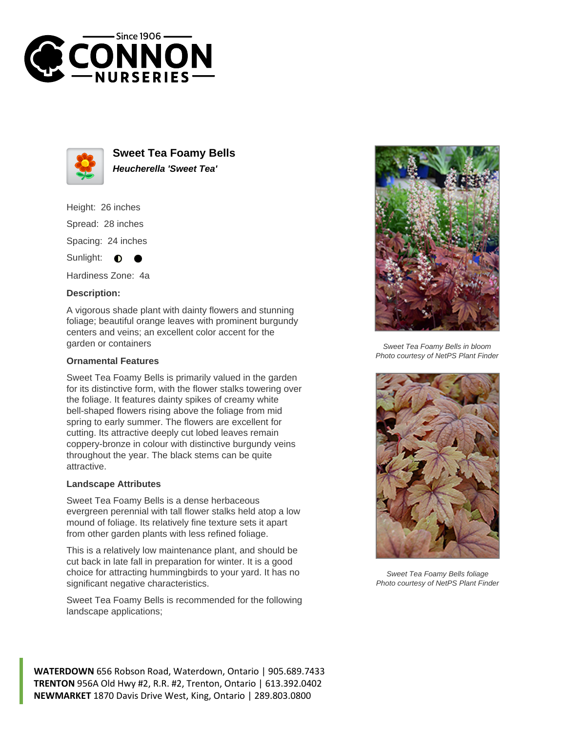# Sweet Tea Foamy Bells

***Heucherella 'Sweet Tea'***

Height: 26 inches

Spread: 28 inches

Spacing: 24 inches

Sunlight: ◐ ●

Hardiness Zone: 4a

### Description:

A vigorous shade plant with dainty flowers and stunning foliage; beautiful orange leaves with prominent burgundy centers and veins; an excellent color accent for the garden or containers

### Ornamental Features

Sweet Tea Foamy Bells is primarily valued in the garden for its distinctive form, with the flower stalks towering over the foliage. It features dainty spikes of creamy white bell-shaped flowers rising above the foliage from mid spring to early summer. The flowers are excellent for cutting. Its attractive deeply cut lobed leaves remain coppery-bronze in colour with distinctive burgundy veins throughout the year. The black stems can be quite attractive.

### Landscape Attributes

Sweet Tea Foamy Bells is a dense herbaceous evergreen perennial with tall flower stalks held atop a low mound of foliage. Its relatively fine texture sets it apart from other garden plants with less refined foliage.

This is a relatively low maintenance plant, and should be cut back in late fall in preparation for winter. It is a good choice for attracting hummingbirds to your yard. It has no significant negative characteristics.

Sweet Tea Foamy Bells is recommended for the following landscape applications;

*Sweet Tea Foamy Bells in bloom*
*Photo courtesy of NetPS Plant Finder*

*Sweet Tea Foamy Bells foliage*
*Photo courtesy of NetPS Plant Finder*

**WATERDOWN** 656 Robson Road, Waterdown, Ontario | 905.689.7433
**TRENTON** 956A Old Hwy #2, R.R. #2, Trenton, Ontario | 613.392.0402
**NEWMARKET** 1870 Davis Drive West, King, Ontario | 289.803.0800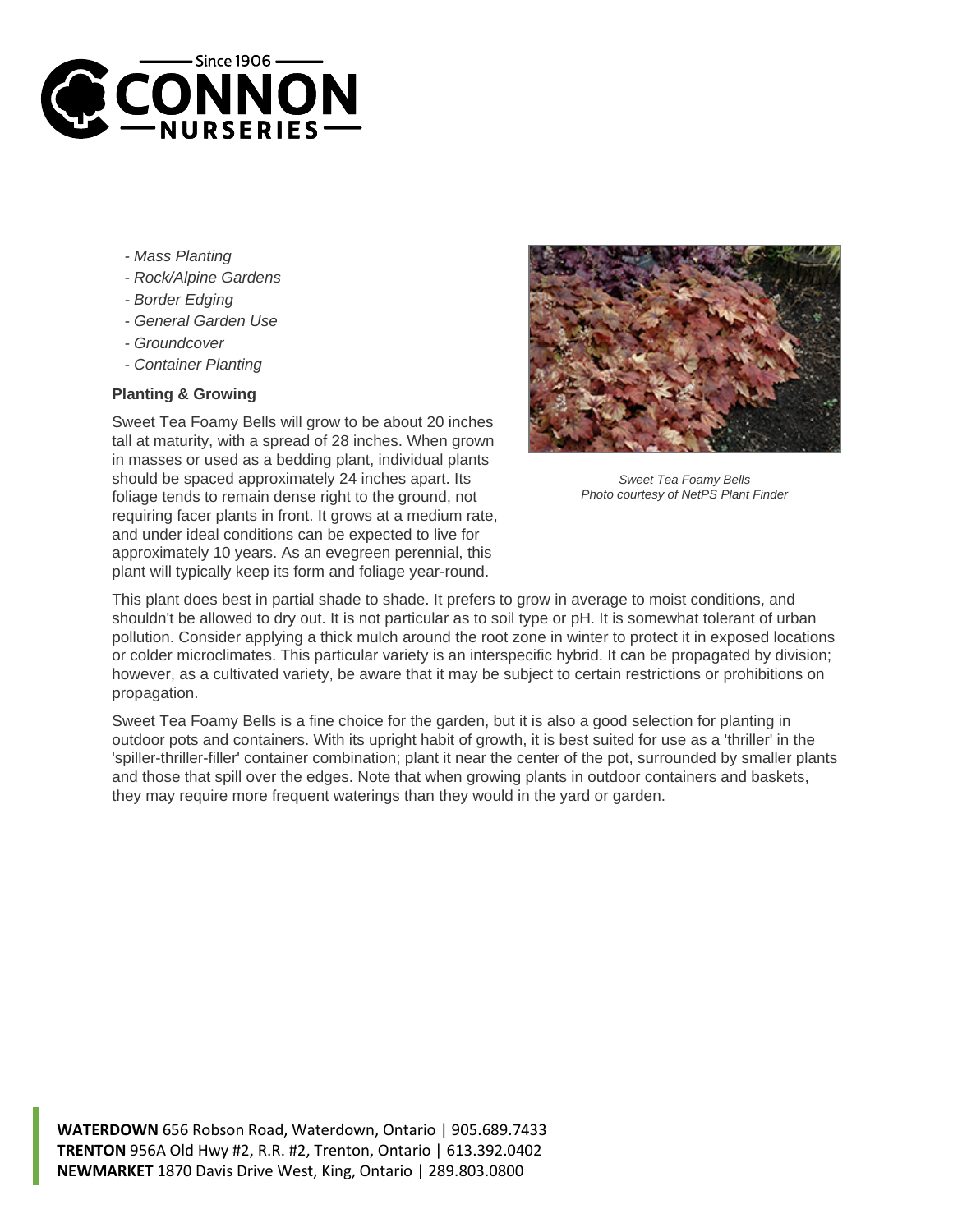- *Mass Planting*
- *Rock/Alpine Gardens*
- *Border Edging*
- *General Garden Use*
- *Groundcover*
- *Container Planting*

**Planting & Growing**

Sweet Tea Foamy Bells will grow to be about 20 inches tall at maturity, with a spread of 28 inches. When grown in masses or used as a bedding plant, individual plants should be spaced approximately 24 inches apart. Its foliage tends to remain dense right to the ground, not requiring facer plants in front. It grows at a medium rate, and under ideal conditions can be expected to live for approximately 10 years. As an evegreen perennial, this plant will typically keep its form and foliage year-round.

*Sweet Tea Foamy Bells*
*Photo courtesy of NetPS Plant Finder*

This plant does best in partial shade to shade. It prefers to grow in average to moist conditions, and shouldn't be allowed to dry out. It is not particular as to soil type or pH. It is somewhat tolerant of urban pollution. Consider applying a thick mulch around the root zone in winter to protect it in exposed locations or colder microclimates. This particular variety is an interspecific hybrid. It can be propagated by division; however, as a cultivated variety, be aware that it may be subject to certain restrictions or prohibitions on propagation.

Sweet Tea Foamy Bells is a fine choice for the garden, but it is also a good selection for planting in outdoor pots and containers. With its upright habit of growth, it is best suited for use as a 'thriller' in the 'spiller-thriller-filler' container combination; plant it near the center of the pot, surrounded by smaller plants and those that spill over the edges. Note that when growing plants in outdoor containers and baskets, they may require more frequent waterings than they would in the yard or garden.